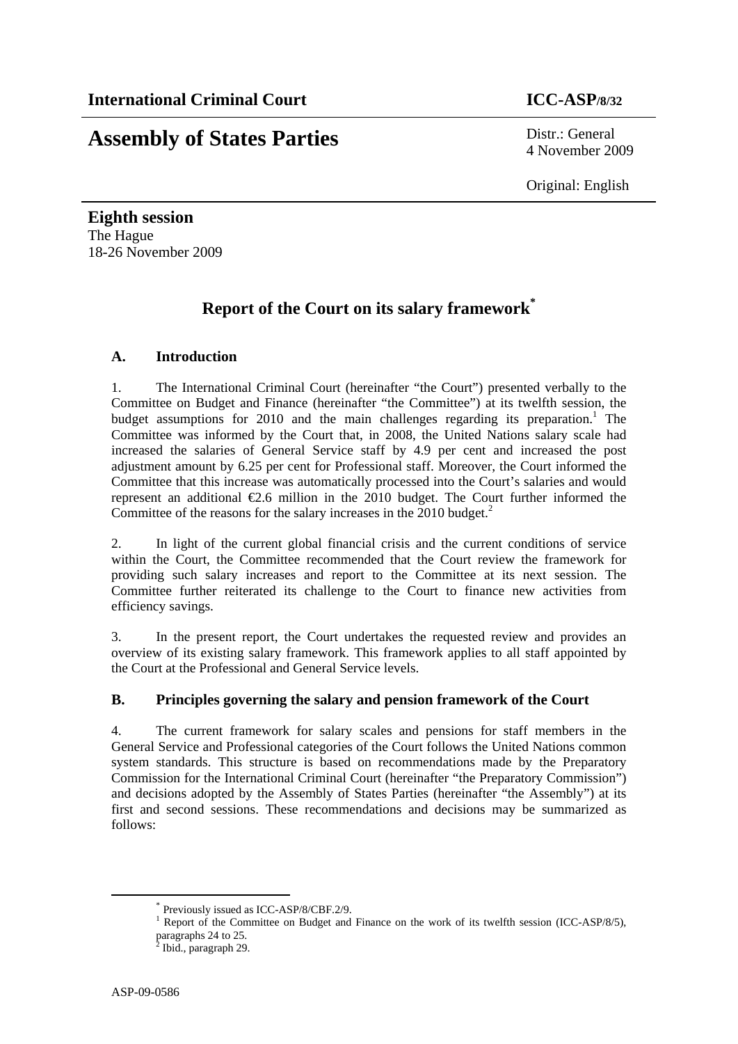**International Criminal Court** **ICC-ASP/8/32**

# Assembly of States Parties

Distr.: General
4 November 2009

Original: English

**Eighth session**
The Hague
18-26 November 2009

## Report of the Court on its salary framework[*]

### A. Introduction

1. The International Criminal Court (hereinafter "the Court") presented verbally to the Committee on Budget and Finance (hereinafter "the Committee") at its twelfth session, the budget assumptions for 2010 and the main challenges regarding its preparation.[1] The Committee was informed by the Court that, in 2008, the United Nations salary scale had increased the salaries of General Service staff by 4.9 per cent and increased the post adjustment amount by 6.25 per cent for Professional staff. Moreover, the Court informed the Committee that this increase was automatically processed into the Court's salaries and would represent an additional €2.6 million in the 2010 budget. The Court further informed the Committee of the reasons for the salary increases in the 2010 budget.[2]

2. In light of the current global financial crisis and the current conditions of service within the Court, the Committee recommended that the Court review the framework for providing such salary increases and report to the Committee at its next session. The Committee further reiterated its challenge to the Court to finance new activities from efficiency savings.

3. In the present report, the Court undertakes the requested review and provides an overview of its existing salary framework. This framework applies to all staff appointed by the Court at the Professional and General Service levels.

### B. Principles governing the salary and pension framework of the Court

4. The current framework for salary scales and pensions for staff members in the General Service and Professional categories of the Court follows the United Nations common system standards. This structure is based on recommendations made by the Preparatory Commission for the International Criminal Court (hereinafter "the Preparatory Commission") and decisions adopted by the Assembly of States Parties (hereinafter "the Assembly") at its first and second sessions. These recommendations and decisions may be summarized as follows:

---

[*] Previously issued as ICC-ASP/8/CBF.2/9.

[1] Report of the Committee on Budget and Finance on the work of its twelfth session (ICC-ASP/8/5), paragraphs 24 to 25.

[2] Ibid., paragraph 29.

ASP-09-0586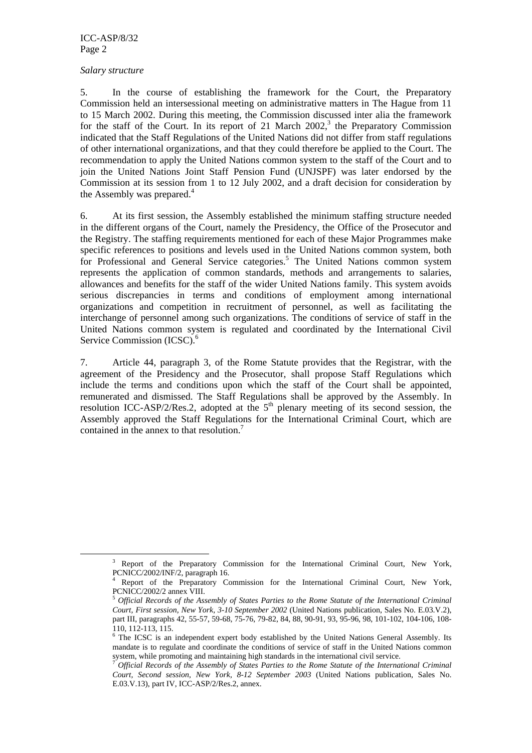*Salary structure*

5. In the course of establishing the framework for the Court, the Preparatory Commission held an intersessional meeting on administrative matters in The Hague from 11 to 15 March 2002. During this meeting, the Commission discussed inter alia the framework for the staff of the Court. In its report of 21 March 2002,[3] the Preparatory Commission indicated that the Staff Regulations of the United Nations did not differ from staff regulations of other international organizations, and that they could therefore be applied to the Court. The recommendation to apply the United Nations common system to the staff of the Court and to join the United Nations Joint Staff Pension Fund (UNJSPF) was later endorsed by the Commission at its session from 1 to 12 July 2002, and a draft decision for consideration by the Assembly was prepared.[4]

6. At its first session, the Assembly established the minimum staffing structure needed in the different organs of the Court, namely the Presidency, the Office of the Prosecutor and the Registry. The staffing requirements mentioned for each of these Major Programmes make specific references to positions and levels used in the United Nations common system, both for Professional and General Service categories.[5] The United Nations common system represents the application of common standards, methods and arrangements to salaries, allowances and benefits for the staff of the wider United Nations family. This system avoids serious discrepancies in terms and conditions of employment among international organizations and competition in recruitment of personnel, as well as facilitating the interchange of personnel among such organizations. The conditions of service of staff in the United Nations common system is regulated and coordinated by the International Civil Service Commission (ICSC).[6]

7. Article 44, paragraph 3, of the Rome Statute provides that the Registrar, with the agreement of the Presidency and the Prosecutor, shall propose Staff Regulations which include the terms and conditions upon which the staff of the Court shall be appointed, remunerated and dismissed. The Staff Regulations shall be approved by the Assembly. In resolution ICC-ASP/2/Res.2, adopted at the 5th plenary meeting of its second session, the Assembly approved the Staff Regulations for the International Criminal Court, which are contained in the annex to that resolution.[7]

---

[3] Report of the Preparatory Commission for the International Criminal Court, New York, PCNICC/2002/INF/2, paragraph 16.

[4] Report of the Preparatory Commission for the International Criminal Court, New York, PCNICC/2002/2 annex VIII.

[5] *Official Records of the Assembly of States Parties to the Rome Statute of the International Criminal Court, First session, New York, 3-10 September 2002* (United Nations publication, Sales No. E.03.V.2), part III, paragraphs 42, 55-57, 59-68, 75-76, 79-82, 84, 88, 90-91, 93, 95-96, 98, 101-102, 104-106, 108-110, 112-113, 115.

[6] The ICSC is an independent expert body established by the United Nations General Assembly. Its mandate is to regulate and coordinate the conditions of service of staff in the United Nations common system, while promoting and maintaining high standards in the international civil service.

[7] *Official Records of the Assembly of States Parties to the Rome Statute of the International Criminal Court, Second session, New York, 8-12 September 2003* (United Nations publication, Sales No. E.03.V.13), part IV, ICC-ASP/2/Res.2, annex.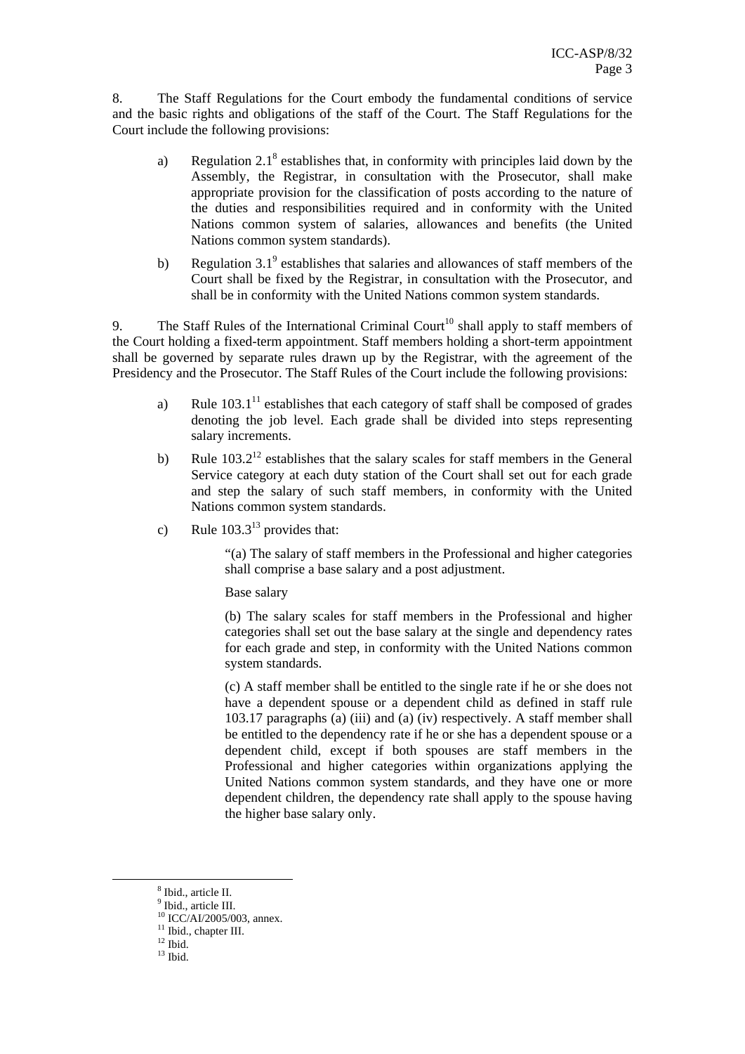8. The Staff Regulations for the Court embody the fundamental conditions of service and the basic rights and obligations of the staff of the Court. The Staff Regulations for the Court include the following provisions:

a) Regulation 2.1[8] establishes that, in conformity with principles laid down by the Assembly, the Registrar, in consultation with the Prosecutor, shall make appropriate provision for the classification of posts according to the nature of the duties and responsibilities required and in conformity with the United Nations common system of salaries, allowances and benefits (the United Nations common system standards).

b) Regulation 3.1[9] establishes that salaries and allowances of staff members of the Court shall be fixed by the Registrar, in consultation with the Prosecutor, and shall be in conformity with the United Nations common system standards.

9. The Staff Rules of the International Criminal Court[10] shall apply to staff members of the Court holding a fixed-term appointment. Staff members holding a short-term appointment shall be governed by separate rules drawn up by the Registrar, with the agreement of the Presidency and the Prosecutor. The Staff Rules of the Court include the following provisions:

a) Rule 103.1[11] establishes that each category of staff shall be composed of grades denoting the job level. Each grade shall be divided into steps representing salary increments.

b) Rule 103.2[12] establishes that the salary scales for staff members in the General Service category at each duty station of the Court shall set out for each grade and step the salary of such staff members, in conformity with the United Nations common system standards.

c) Rule 103.3[13] provides that:

> "(a) The salary of staff members in the Professional and higher categories shall comprise a base salary and a post adjustment.
>
> Base salary
>
> (b) The salary scales for staff members in the Professional and higher categories shall set out the base salary at the single and dependency rates for each grade and step, in conformity with the United Nations common system standards.
>
> (c) A staff member shall be entitled to the single rate if he or she does not have a dependent spouse or a dependent child as defined in staff rule 103.17 paragraphs (a) (iii) and (a) (iv) respectively. A staff member shall be entitled to the dependency rate if he or she has a dependent spouse or a dependent child, except if both spouses are staff members in the Professional and higher categories within organizations applying the United Nations common system standards, and they have one or more dependent children, the dependency rate shall apply to the spouse having the higher base salary only.

---

[8] Ibid., article II.
[9] Ibid., article III.
[10] ICC/AI/2005/003, annex.
[11] Ibid., chapter III.
[12] Ibid.
[13] Ibid.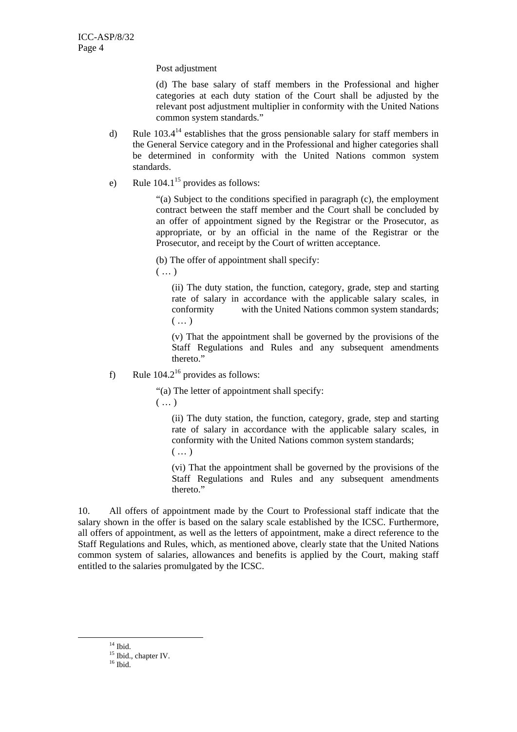Post adjustment

(d) The base salary of staff members in the Professional and higher categories at each duty station of the Court shall be adjusted by the relevant post adjustment multiplier in conformity with the United Nations common system standards."

d) Rule 103.4[14] establishes that the gross pensionable salary for staff members in the General Service category and in the Professional and higher categories shall be determined in conformity with the United Nations common system standards.

e) Rule 104.1[15] provides as follows:

"(a) Subject to the conditions specified in paragraph (c), the employment contract between the staff member and the Court shall be concluded by an offer of appointment signed by the Registrar or the Prosecutor, as appropriate, or by an official in the name of the Registrar or the Prosecutor, and receipt by the Court of written acceptance.

(b) The offer of appointment shall specify:

( … )

(ii) The duty station, the function, category, grade, step and starting rate of salary in accordance with the applicable salary scales, in conformity with the United Nations common system standards;

( … )

(v) That the appointment shall be governed by the provisions of the Staff Regulations and Rules and any subsequent amendments thereto."

f) Rule 104.2[16] provides as follows:

"(a) The letter of appointment shall specify:

( … )

(ii) The duty station, the function, category, grade, step and starting rate of salary in accordance with the applicable salary scales, in conformity with the United Nations common system standards;

( … )

(vi) That the appointment shall be governed by the provisions of the Staff Regulations and Rules and any subsequent amendments thereto."

10. All offers of appointment made by the Court to Professional staff indicate that the salary shown in the offer is based on the salary scale established by the ICSC. Furthermore, all offers of appointment, as well as the letters of appointment, make a direct reference to the Staff Regulations and Rules, which, as mentioned above, clearly state that the United Nations common system of salaries, allowances and benefits is applied by the Court, making staff entitled to the salaries promulgated by the ICSC.

---

[14] Ibid.

[15] Ibid., chapter IV.

[16] Ibid.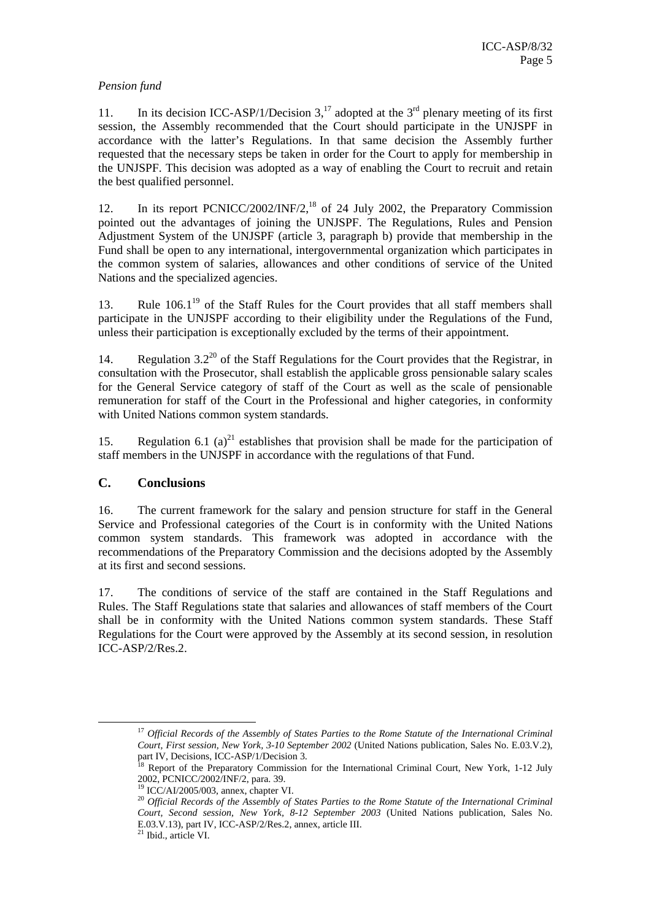*Pension fund*

11. In its decision ICC-ASP/1/Decision 3,[17] adopted at the 3rd plenary meeting of its first session, the Assembly recommended that the Court should participate in the UNJSPF in accordance with the latter's Regulations. In that same decision the Assembly further requested that the necessary steps be taken in order for the Court to apply for membership in the UNJSPF. This decision was adopted as a way of enabling the Court to recruit and retain the best qualified personnel.

12. In its report PCNICC/2002/INF/2,[18] of 24 July 2002, the Preparatory Commission pointed out the advantages of joining the UNJSPF. The Regulations, Rules and Pension Adjustment System of the UNJSPF (article 3, paragraph b) provide that membership in the Fund shall be open to any international, intergovernmental organization which participates in the common system of salaries, allowances and other conditions of service of the United Nations and the specialized agencies.

13. Rule 106.1[19] of the Staff Rules for the Court provides that all staff members shall participate in the UNJSPF according to their eligibility under the Regulations of the Fund, unless their participation is exceptionally excluded by the terms of their appointment.

14. Regulation 3.2[20] of the Staff Regulations for the Court provides that the Registrar, in consultation with the Prosecutor, shall establish the applicable gross pensionable salary scales for the General Service category of staff of the Court as well as the scale of pensionable remuneration for staff of the Court in the Professional and higher categories, in conformity with United Nations common system standards.

15. Regulation 6.1 (a)[21] establishes that provision shall be made for the participation of staff members in the UNJSPF in accordance with the regulations of that Fund.

## C. Conclusions

16. The current framework for the salary and pension structure for staff in the General Service and Professional categories of the Court is in conformity with the United Nations common system standards. This framework was adopted in accordance with the recommendations of the Preparatory Commission and the decisions adopted by the Assembly at its first and second sessions.

17. The conditions of service of the staff are contained in the Staff Regulations and Rules. The Staff Regulations state that salaries and allowances of staff members of the Court shall be in conformity with the United Nations common system standards. These Staff Regulations for the Court were approved by the Assembly at its second session, in resolution ICC-ASP/2/Res.2.

---

[17] *Official Records of the Assembly of States Parties to the Rome Statute of the International Criminal Court, First session, New York, 3-10 September 2002* (United Nations publication, Sales No. E.03.V.2), part IV, Decisions, ICC-ASP/1/Decision 3.

[18] Report of the Preparatory Commission for the International Criminal Court, New York, 1-12 July 2002, PCNICC/2002/INF/2, para. 39.

[19] ICC/AI/2005/003, annex, chapter VI.

[20] *Official Records of the Assembly of States Parties to the Rome Statute of the International Criminal Court, Second session, New York, 8-12 September 2003* (United Nations publication, Sales No. E.03.V.13), part IV, ICC-ASP/2/Res.2, annex, article III.

[21] Ibid., article VI.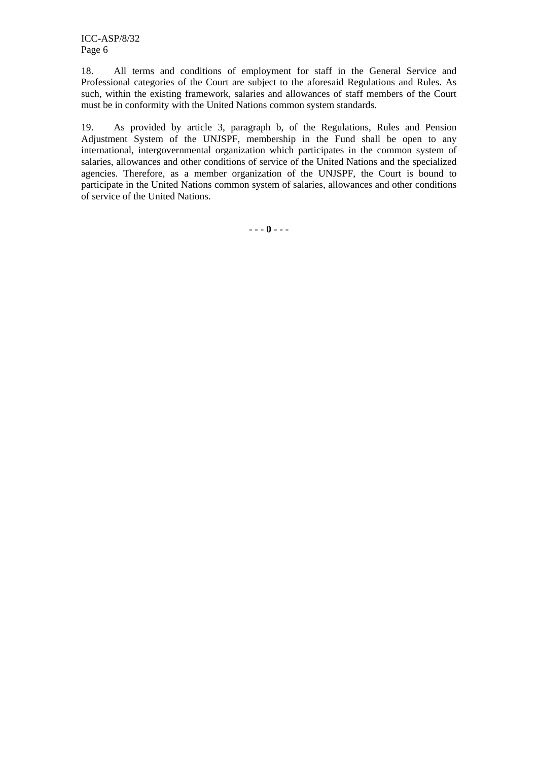18. All terms and conditions of employment for staff in the General Service and Professional categories of the Court are subject to the aforesaid Regulations and Rules. As such, within the existing framework, salaries and allowances of staff members of the Court must be in conformity with the United Nations common system standards.

19. As provided by article 3, paragraph b, of the Regulations, Rules and Pension Adjustment System of the UNJSPF, membership in the Fund shall be open to any international, intergovernmental organization which participates in the common system of salaries, allowances and other conditions of service of the United Nations and the specialized agencies. Therefore, as a member organization of the UNJSPF, the Court is bound to participate in the United Nations common system of salaries, allowances and other conditions of service of the United Nations.

**- - - 0 - - -**